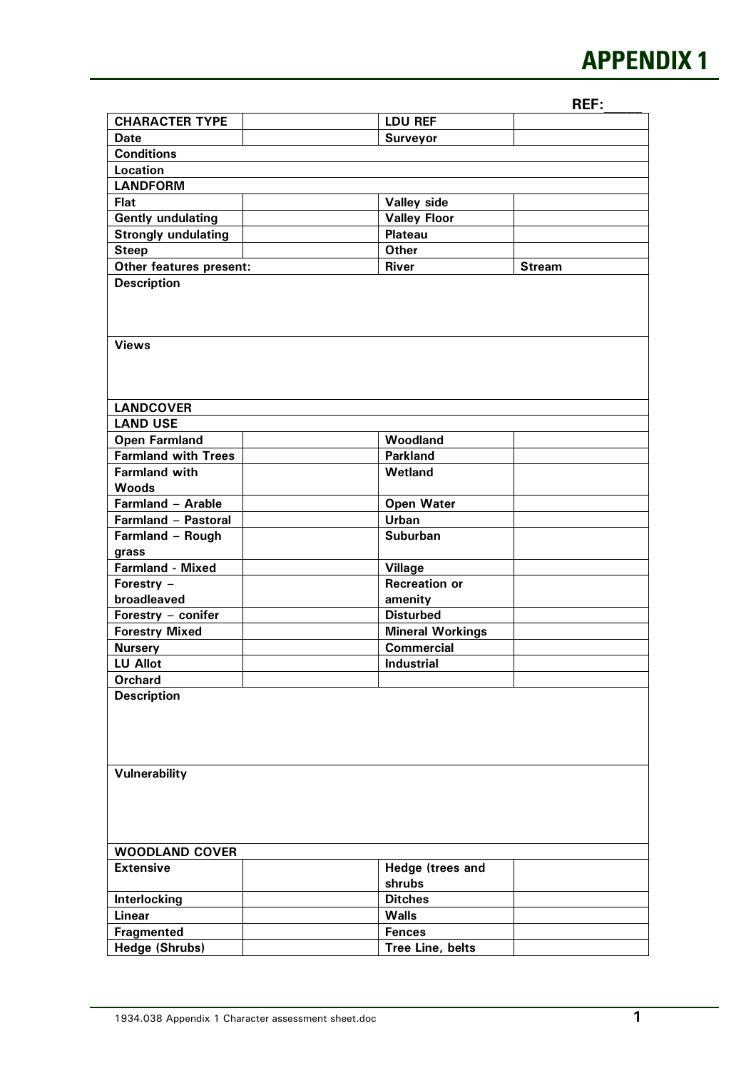# APPENDIX 1

**REF:_____**

| **CHARACTER TYPE** | | **LDU REF** | |
|---|---|---|---|
| **Date** | | **Surveyor** | |
| **Conditions** | | | |
| **Location** | | | |
| **LANDFORM** | | | |
| **Flat** | | **Valley side** | |
| **Gently undulating** | | **Valley Floor** | |
| **Strongly undulating** | | **Plateau** | |
| **Steep** | | **Other** | |
| **Other features present:** | | **River** | **Stream** |
| **Description** | | | |
| **Views** | | | |
| **LANDCOVER** | | | |
| **LAND USE** | | | |
| **Open Farmland** | | **Woodland** | |
| **Farmland with Trees** | | **Parkland** | |
| **Farmland with Woods** | | **Wetland** | |
| **Farmland – Arable** | | **Open Water** | |
| **Farmland – Pastoral** | | **Urban** | |
| **Farmland – Rough grass** | | **Suburban** | |
| **Farmland - Mixed** | | **Village** | |
| **Forestry – broadleaved** | | **Recreation or amenity** | |
| **Forestry – conifer** | | **Disturbed** | |
| **Forestry Mixed** | | **Mineral Workings** | |
| **Nursery** | | **Commercial** | |
| **LU Allot** | | **Industrial** | |
| **Orchard** | | | |
| **Description** | | | |
| **Vulnerability** | | | |
| **WOODLAND COVER** | | | |
| **Extensive** | | **Hedge (trees and shrubs** | |
| **Interlocking** | | **Ditches** | |
| **Linear** | | **Walls** | |
| **Fragmented** | | **Fences** | |
| **Hedge (Shrubs)** | | **Tree Line, belts** | |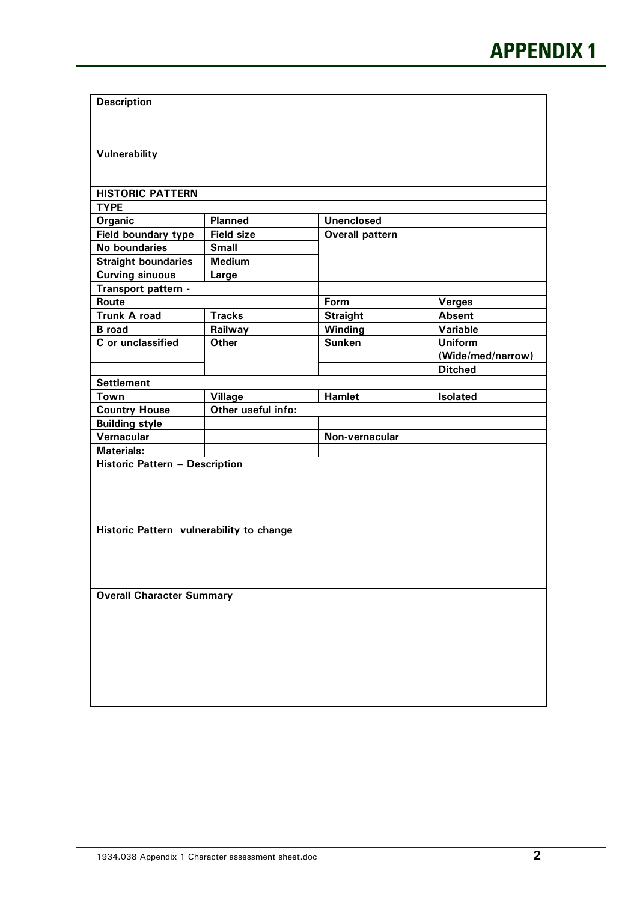# APPENDIX 1

| Description | | | |
|---|---|---|---|
| | | | |
| **Vulnerability** | | | |
| | | | |
| **HISTORIC PATTERN** | | | |
| **TYPE** | | | |
| **Organic** | **Planned** | **Unenclosed** | |
| **Field boundary type** | **Field size** | **Overall pattern** | |
| **No boundaries** | **Small** | | |
| **Straight boundaries** | **Medium** | | |
| **Curving sinuous** | **Large** | | |
| **Transport pattern -** | | | |
| **Route** | | **Form** | **Verges** |
| **Trunk A road** | **Tracks** | **Straight** | **Absent** |
| **B road** | **Railway** | **Winding** | **Variable** |
| **C or unclassified** | **Other** | **Sunken** | **Uniform (Wide/med/narrow)** |
| | | | **Ditched** |
| **Settlement** | | | |
| **Town** | **Village** | **Hamlet** | **Isolated** |
| **Country House** | **Other useful info:** | | |
| **Building style** | | | |
| **Vernacular** | | **Non-vernacular** | |
| **Materials:** | | | |
| **Historic Pattern – Description** | | | |
| | | | |
| **Historic Pattern vulnerability to change** | | | |
| | | | |
| **Overall Character Summary** | | | |
| | | | |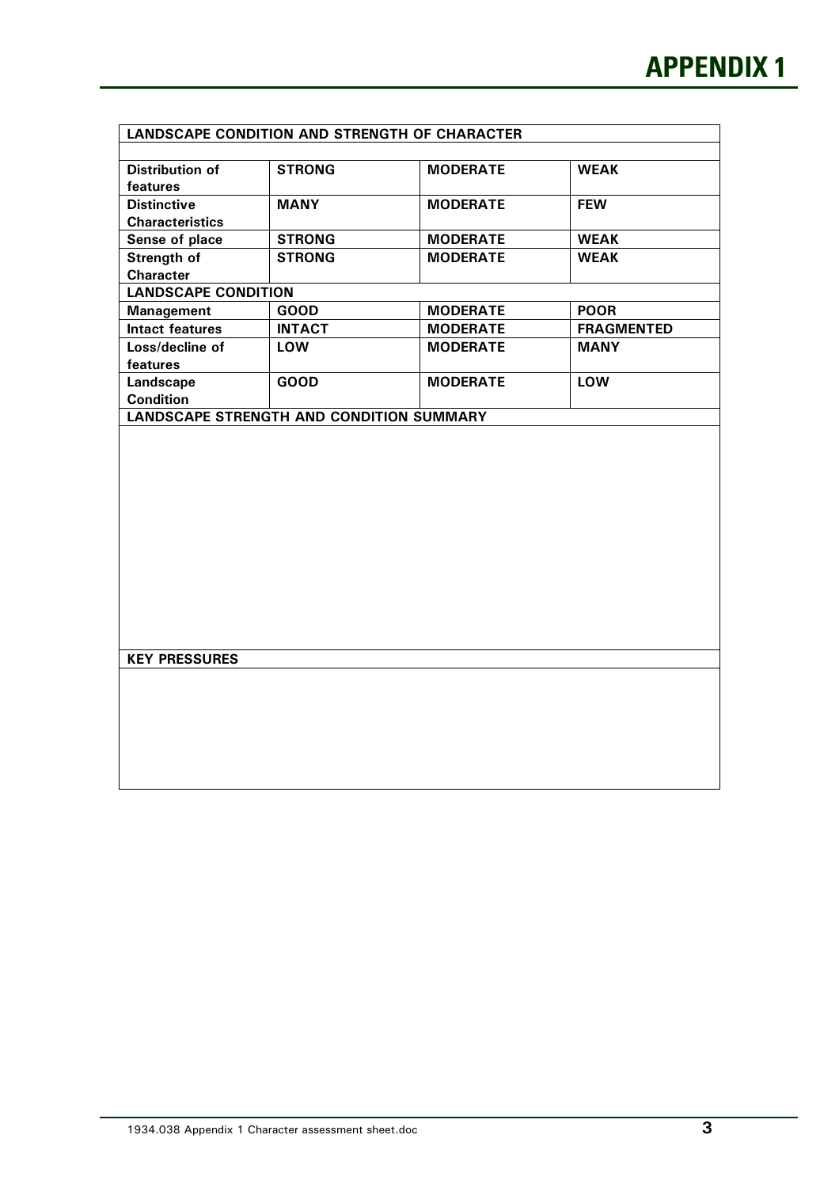# APPENDIX 1

| LANDSCAPE CONDITION AND STRENGTH OF CHARACTER | | | |
|---|---|---|---|
| | | | |
| **Distribution of features** | **STRONG** | **MODERATE** | **WEAK** |
| **Distinctive Characteristics** | **MANY** | **MODERATE** | **FEW** |
| **Sense of place** | **STRONG** | **MODERATE** | **WEAK** |
| **Strength of Character** | **STRONG** | **MODERATE** | **WEAK** |
| **LANDSCAPE CONDITION** | | | |
| **Management** | **GOOD** | **MODERATE** | **POOR** |
| **Intact features** | **INTACT** | **MODERATE** | **FRAGMENTED** |
| **Loss/decline of features** | **LOW** | **MODERATE** | **MANY** |
| **Landscape Condition** | **GOOD** | **MODERATE** | **LOW** |
| **LANDSCAPE STRENGTH AND CONDITION SUMMARY** | | | |
| | | | |
| **KEY PRESSURES** | | | |
| | | | |